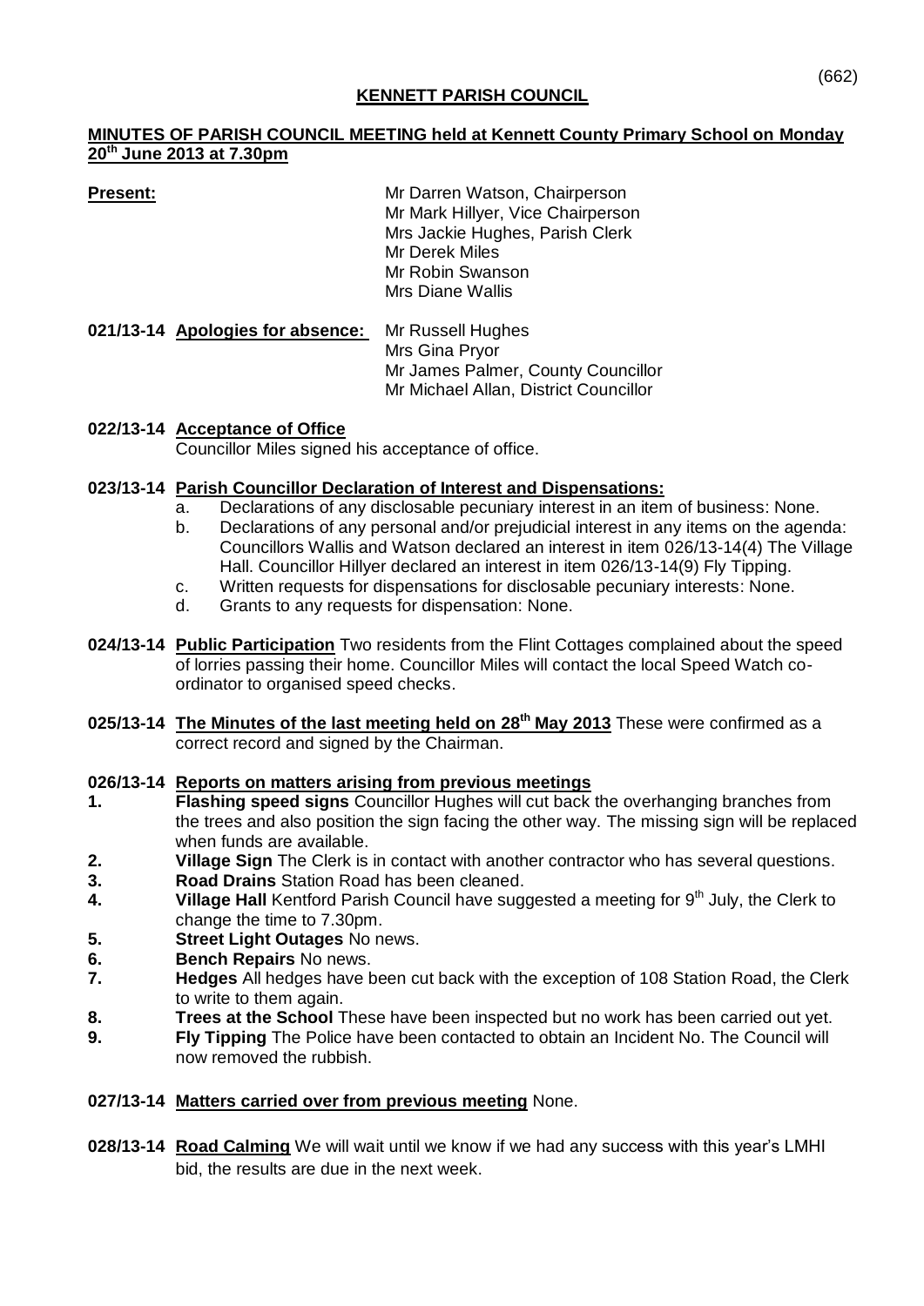# KENNETT PARISH COUNCIL

## MINUTES OF PARISH COUNCIL MEETING held at Kennett County Primary School on Monday 20th June 2013 at 7.30pm

**Present:**

Mr Darren Watson, Chairperson
Mr Mark Hillyer, Vice Chairperson
Mrs Jackie Hughes, Parish Clerk
Mr Derek Miles
Mr Robin Swanson
Mrs Diane Wallis

**021/13-14 Apologies for absence:**

Mr Russell Hughes
Mrs Gina Pryor
Mr James Palmer, County Councillor
Mr Michael Allan, District Councillor

**022/13-14 Acceptance of Office**
Councillor Miles signed his acceptance of office.

**023/13-14 Parish Councillor Declaration of Interest and Dispensations:**

a. Declarations of any disclosable pecuniary interest in an item of business: None.
b. Declarations of any personal and/or prejudicial interest in any items on the agenda: Councillors Wallis and Watson declared an interest in item 026/13-14(4) The Village Hall. Councillor Hillyer declared an interest in item 026/13-14(9) Fly Tipping.
c. Written requests for dispensations for disclosable pecuniary interests: None.
d. Grants to any requests for dispensation: None.

**024/13-14 Public Participation** Two residents from the Flint Cottages complained about the speed of lorries passing their home. Councillor Miles will contact the local Speed Watch co-ordinator to organised speed checks.

**025/13-14 The Minutes of the last meeting held on 28th May 2013** These were confirmed as a correct record and signed by the Chairman.

**026/13-14 Reports on matters arising from previous meetings**

1. **Flashing speed signs** Councillor Hughes will cut back the overhanging branches from the trees and also position the sign facing the other way. The missing sign will be replaced when funds are available.
2. **Village Sign** The Clerk is in contact with another contractor who has several questions.
3. **Road Drains** Station Road has been cleaned.
4. **Village Hall** Kentford Parish Council have suggested a meeting for 9th July, the Clerk to change the time to 7.30pm.
5. **Street Light Outages** No news.
6. **Bench Repairs** No news.
7. **Hedges** All hedges have been cut back with the exception of 108 Station Road, the Clerk to write to them again.
8. **Trees at the School** These have been inspected but no work has been carried out yet.
9. **Fly Tipping** The Police have been contacted to obtain an Incident No. The Council will now removed the rubbish.

**027/13-14 Matters carried over from previous meeting** None.

**028/13-14 Road Calming** We will wait until we know if we had any success with this year's LMHI bid, the results are due in the next week.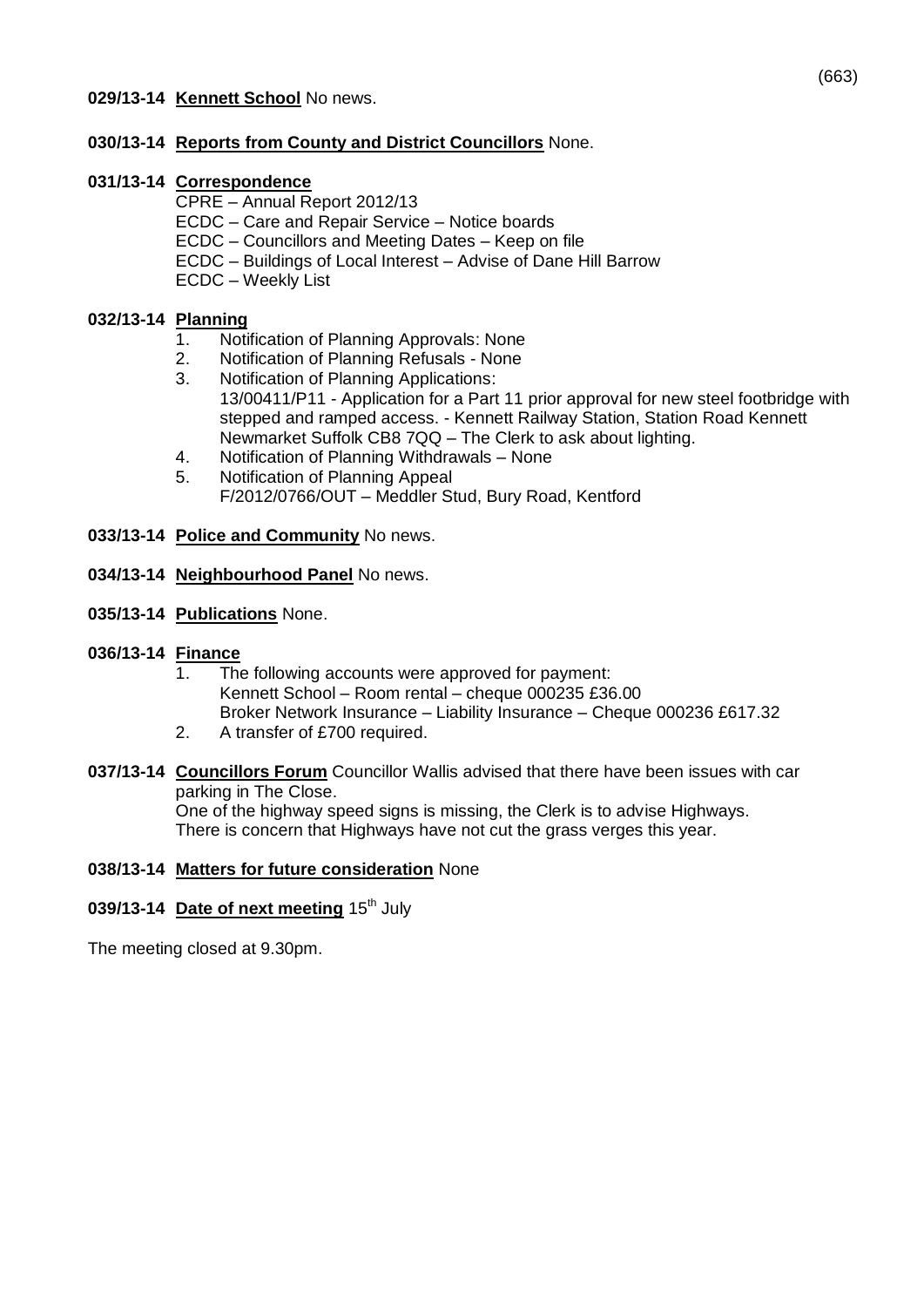**029/13-14 Kennett School** No news.

**030/13-14 Reports from County and District Councillors** None.

**031/13-14 Correspondence**

CPRE – Annual Report 2012/13
ECDC – Care and Repair Service – Notice boards
ECDC – Councillors and Meeting Dates – Keep on file
ECDC – Buildings of Local Interest – Advise of Dane Hill Barrow
ECDC – Weekly List

**032/13-14 Planning**

1. Notification of Planning Approvals: None
2. Notification of Planning Refusals - None
3. Notification of Planning Applications:
   13/00411/P11 - Application for a Part 11 prior approval for new steel footbridge with stepped and ramped access. - Kennett Railway Station, Station Road Kennett Newmarket Suffolk CB8 7QQ – The Clerk to ask about lighting.
4. Notification of Planning Withdrawals – None
5. Notification of Planning Appeal
   F/2012/0766/OUT – Meddler Stud, Bury Road, Kentford

**033/13-14 Police and Community** No news.

**034/13-14 Neighbourhood Panel** No news.

**035/13-14 Publications** None.

**036/13-14 Finance**

1. The following accounts were approved for payment:
   Kennett School – Room rental – cheque 000235 £36.00
   Broker Network Insurance – Liability Insurance – Cheque 000236 £617.32
2. A transfer of £700 required.

**037/13-14 Councillors Forum** Councillor Wallis advised that there have been issues with car parking in The Close.
One of the highway speed signs is missing, the Clerk is to advise Highways.
There is concern that Highways have not cut the grass verges this year.

**038/13-14 Matters for future consideration** None

**039/13-14 Date of next meeting** 15th July

The meeting closed at 9.30pm.